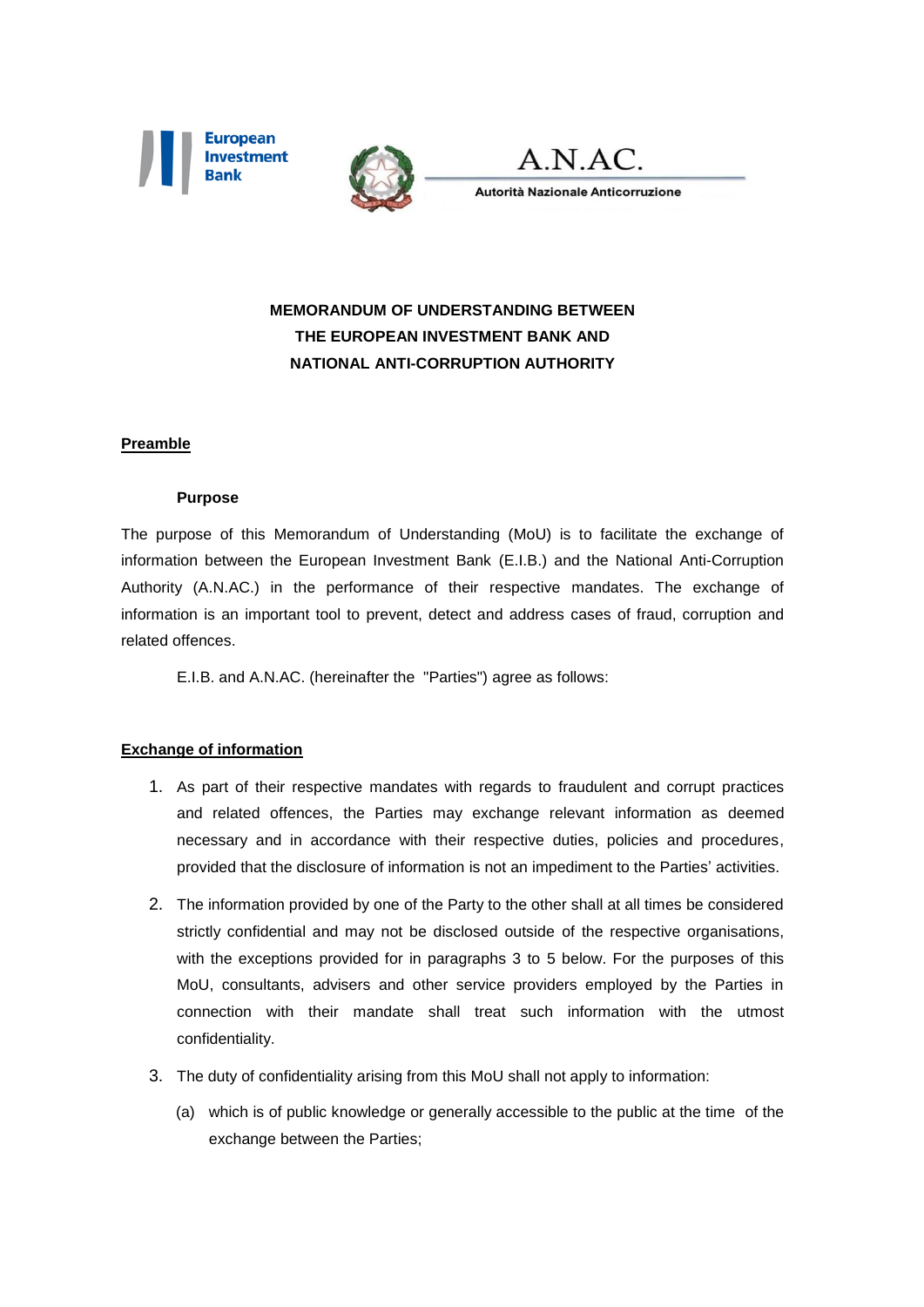European Investment Bank

A.N.AC.

Autorità Nazionale Anticorruzione

**MEMORANDUM OF UNDERSTANDING BETWEEN THE EUROPEAN INVESTMENT BANK AND NATIONAL ANTI-CORRUPTION AUTHORITY**

## Preamble

### Purpose

The purpose of this Memorandum of Understanding (MoU) is to facilitate the exchange of information between the European Investment Bank (E.I.B.) and the National Anti-Corruption Authority (A.N.AC.) in the performance of their respective mandates. The exchange of information is an important tool to prevent, detect and address cases of fraud, corruption and related offences.

E.I.B. and A.N.AC. (hereinafter the "Parties") agree as follows:

## Exchange of information

1. As part of their respective mandates with regards to fraudulent and corrupt practices and related offences, the Parties may exchange relevant information as deemed necessary and in accordance with their respective duties, policies and procedures, provided that the disclosure of information is not an impediment to the Parties' activities.
2. The information provided by one of the Party to the other shall at all times be considered strictly confidential and may not be disclosed outside of the respective organisations, with the exceptions provided for in paragraphs 3 to 5 below. For the purposes of this MoU, consultants, advisers and other service providers employed by the Parties in connection with their mandate shall treat such information with the utmost confidentiality.
3. The duty of confidentiality arising from this MoU shall not apply to information:
   (a) which is of public knowledge or generally accessible to the public at the time of the exchange between the Parties;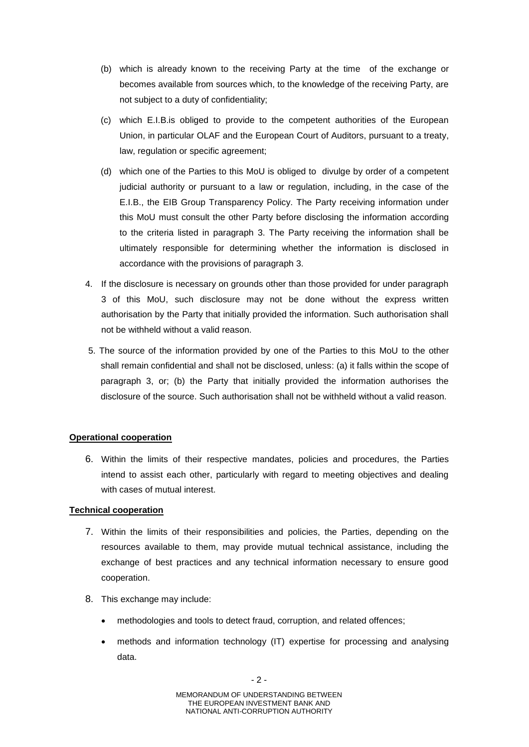(b) which is already known to the receiving Party at the time of the exchange or becomes available from sources which, to the knowledge of the receiving Party, are not subject to a duty of confidentiality;

(c) which E.I.B.is obliged to provide to the competent authorities of the European Union, in particular OLAF and the European Court of Auditors, pursuant to a treaty, law, regulation or specific agreement;

(d) which one of the Parties to this MoU is obliged to divulge by order of a competent judicial authority or pursuant to a law or regulation, including, in the case of the E.I.B., the EIB Group Transparency Policy. The Party receiving information under this MoU must consult the other Party before disclosing the information according to the criteria listed in paragraph 3. The Party receiving the information shall be ultimately responsible for determining whether the information is disclosed in accordance with the provisions of paragraph 3.

4. If the disclosure is necessary on grounds other than those provided for under paragraph 3 of this MoU, such disclosure may not be done without the express written authorisation by the Party that initially provided the information. Such authorisation shall not be withheld without a valid reason.

5. The source of the information provided by one of the Parties to this MoU to the other shall remain confidential and shall not be disclosed, unless: (a) it falls within the scope of paragraph 3, or; (b) the Party that initially provided the information authorises the disclosure of the source. Such authorisation shall not be withheld without a valid reason.

**Operational cooperation**

6. Within the limits of their respective mandates, policies and procedures, the Parties intend to assist each other, particularly with regard to meeting objectives and dealing with cases of mutual interest.

**Technical cooperation**

7. Within the limits of their responsibilities and policies, the Parties, depending on the resources available to them, may provide mutual technical assistance, including the exchange of best practices and any technical information necessary to ensure good cooperation.

8. This exchange may include:

- methodologies and tools to detect fraud, corruption, and related offences;
- methods and information technology (IT) expertise for processing and analysing data.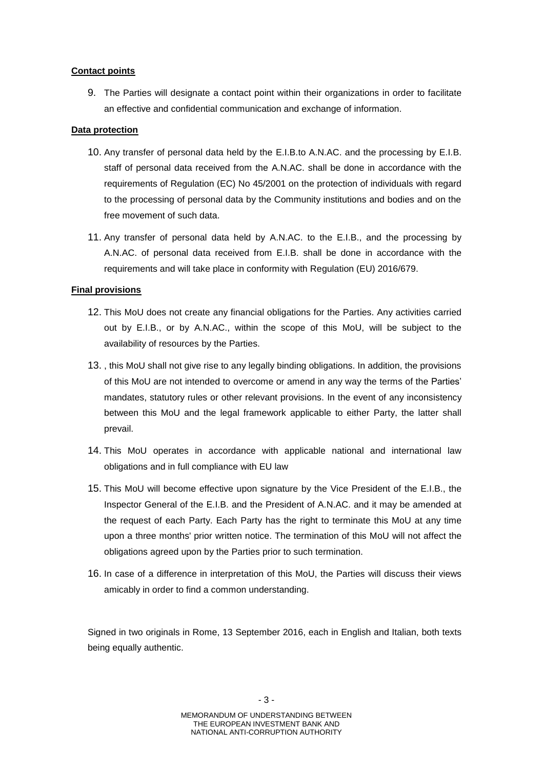**Contact points**

9. The Parties will designate a contact point within their organizations in order to facilitate an effective and confidential communication and exchange of information.

**Data protection**

10. Any transfer of personal data held by the E.I.B.to A.N.AC. and the processing by E.I.B. staff of personal data received from the A.N.AC. shall be done in accordance with the requirements of Regulation (EC) No 45/2001 on the protection of individuals with regard to the processing of personal data by the Community institutions and bodies and on the free movement of such data.

11. Any transfer of personal data held by A.N.AC. to the E.I.B., and the processing by A.N.AC. of personal data received from E.I.B. shall be done in accordance with the requirements and will take place in conformity with Regulation (EU) 2016/679.

**Final provisions**

12. This MoU does not create any financial obligations for the Parties. Any activities carried out by E.I.B., or by A.N.AC., within the scope of this MoU, will be subject to the availability of resources by the Parties.

13. , this MoU shall not give rise to any legally binding obligations. In addition, the provisions of this MoU are not intended to overcome or amend in any way the terms of the Parties' mandates, statutory rules or other relevant provisions. In the event of any inconsistency between this MoU and the legal framework applicable to either Party, the latter shall prevail.

14. This MoU operates in accordance with applicable national and international law obligations and in full compliance with EU law

15. This MoU will become effective upon signature by the Vice President of the E.I.B., the Inspector General of the E.I.B. and the President of A.N.AC. and it may be amended at the request of each Party. Each Party has the right to terminate this MoU at any time upon a three months' prior written notice. The termination of this MoU will not affect the obligations agreed upon by the Parties prior to such termination.

16. In case of a difference in interpretation of this MoU, the Parties will discuss their views amicably in order to find a common understanding.

Signed in two originals in Rome, 13 September 2016, each in English and Italian, both texts being equally authentic.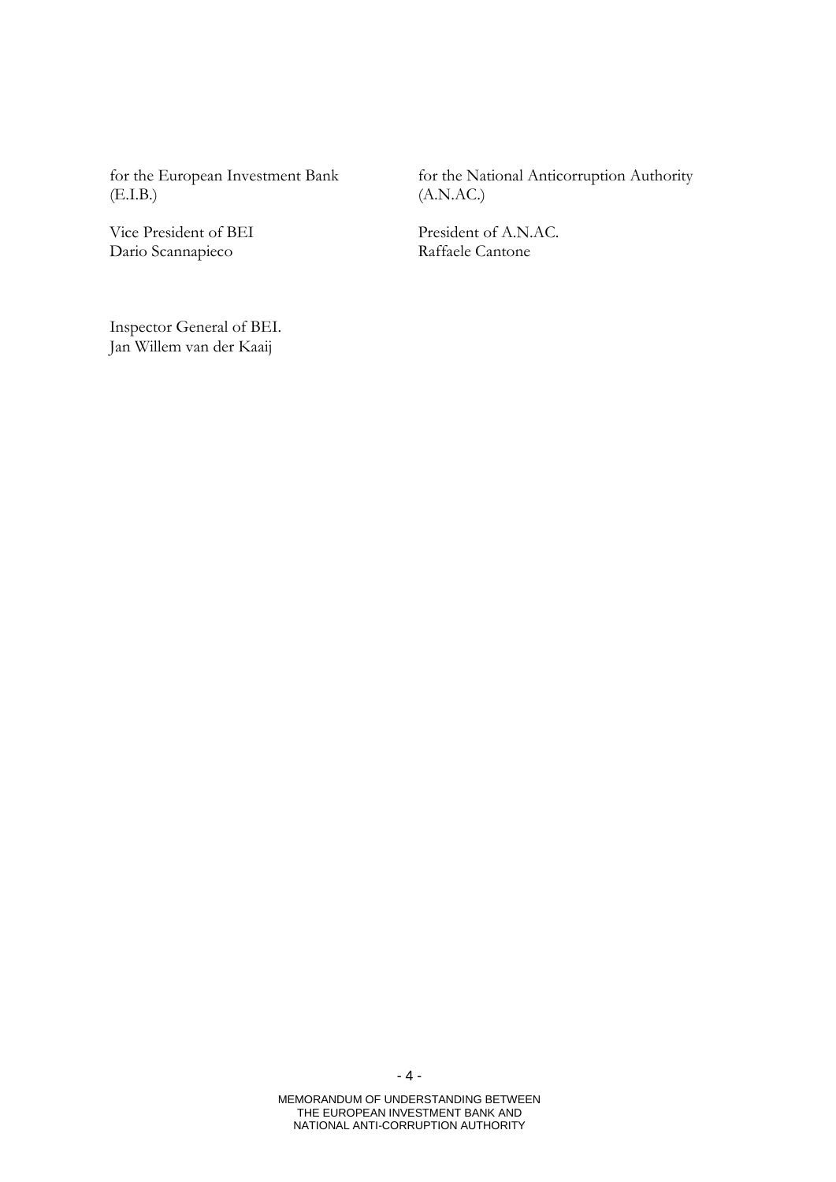for the European Investment Bank
(E.I.B.)

Vice President of BEI
Dario Scannapieco

for the National Anticorruption Authority
(A.N.AC.)

President of A.N.AC.
Raffaele Cantone

Inspector General of BEI.
Jan Willem van der Kaaij